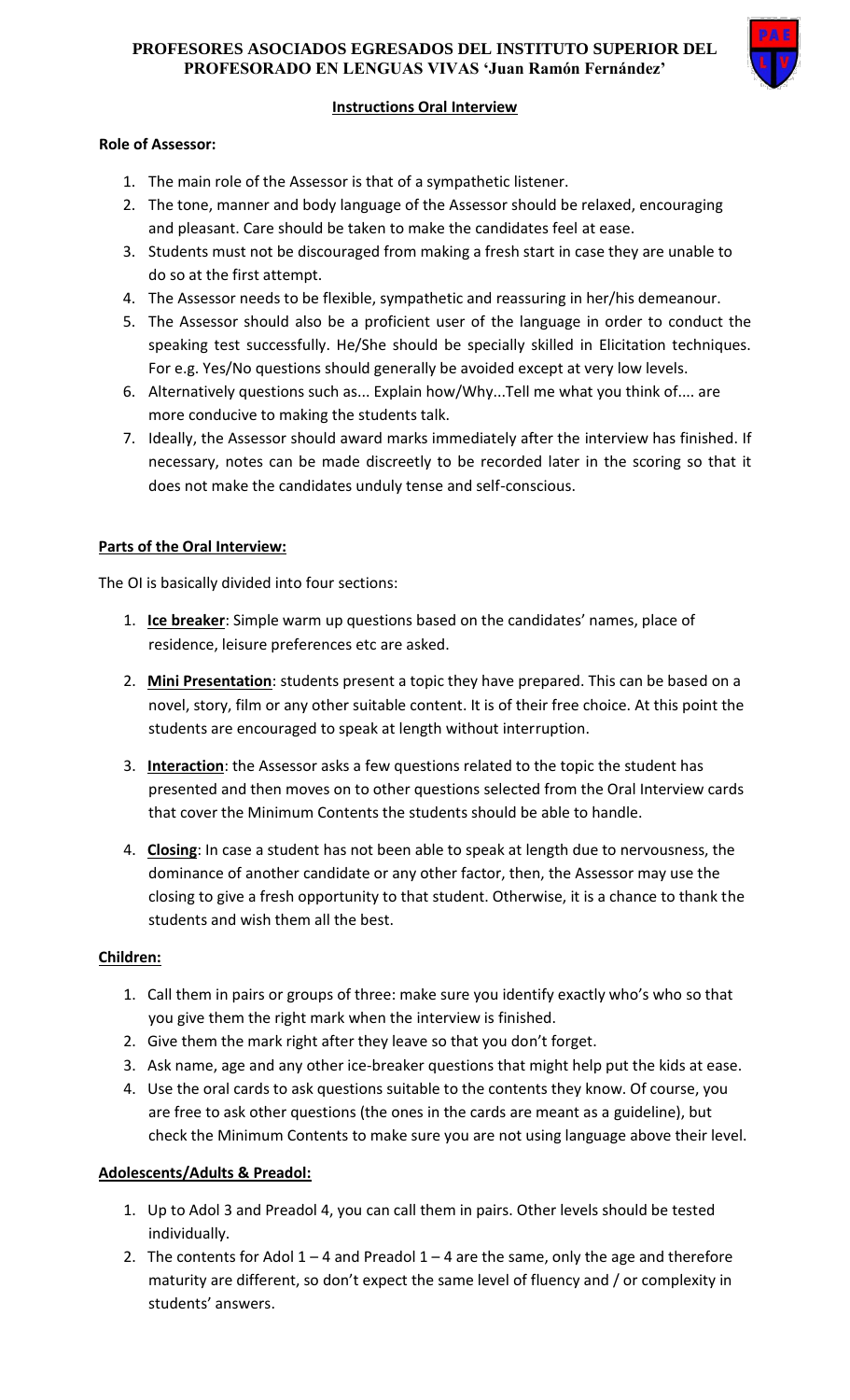# PROFESORES ASOCIADOS EGRESADOS DEL INSTITUTO SUPERIOR DEL PROFESORADO EN LENGUAS VIVAS 'Juan Ramón Fernández'

## Instructions Oral Interview

### Role of Assessor:

1. The main role of the Assessor is that of a sympathetic listener.
2. The tone, manner and body language of the Assessor should be relaxed, encouraging and pleasant. Care should be taken to make the candidates feel at ease.
3. Students must not be discouraged from making a fresh start in case they are unable to do so at the first attempt.
4. The Assessor needs to be flexible, sympathetic and reassuring in her/his demeanour.
5. The Assessor should also be a proficient user of the language in order to conduct the speaking test successfully. He/She should be specially skilled in Elicitation techniques. For e.g. Yes/No questions should generally be avoided except at very low levels.
6. Alternatively questions such as... Explain how/Why...Tell me what you think of.... are more conducive to making the students talk.
7. Ideally, the Assessor should award marks immediately after the interview has finished. If necessary, notes can be made discreetly to be recorded later in the scoring so that it does not make the candidates unduly tense and self-conscious.

### Parts of the Oral Interview:

The OI is basically divided into four sections:

1. **Ice breaker**: Simple warm up questions based on the candidates' names, place of residence, leisure preferences etc are asked.
2. **Mini Presentation**: students present a topic they have prepared. This can be based on a novel, story, film or any other suitable content. It is of their free choice. At this point the students are encouraged to speak at length without interruption.
3. **Interaction**: the Assessor asks a few questions related to the topic the student has presented and then moves on to other questions selected from the Oral Interview cards that cover the Minimum Contents the students should be able to handle.
4. **Closing**: In case a student has not been able to speak at length due to nervousness, the dominance of another candidate or any other factor, then, the Assessor may use the closing to give a fresh opportunity to that student. Otherwise, it is a chance to thank the students and wish them all the best.

### Children:

1. Call them in pairs or groups of three: make sure you identify exactly who's who so that you give them the right mark when the interview is finished.
2. Give them the mark right after they leave so that you don't forget.
3. Ask name, age and any other ice-breaker questions that might help put the kids at ease.
4. Use the oral cards to ask questions suitable to the contents they know. Of course, you are free to ask other questions (the ones in the cards are meant as a guideline), but check the Minimum Contents to make sure you are not using language above their level.

### Adolescents/Adults & Preadol:

1. Up to Adol 3 and Preadol 4, you can call them in pairs. Other levels should be tested individually.
2. The contents for Adol 1 – 4 and Preadol 1 – 4 are the same, only the age and therefore maturity are different, so don't expect the same level of fluency and / or complexity in students' answers.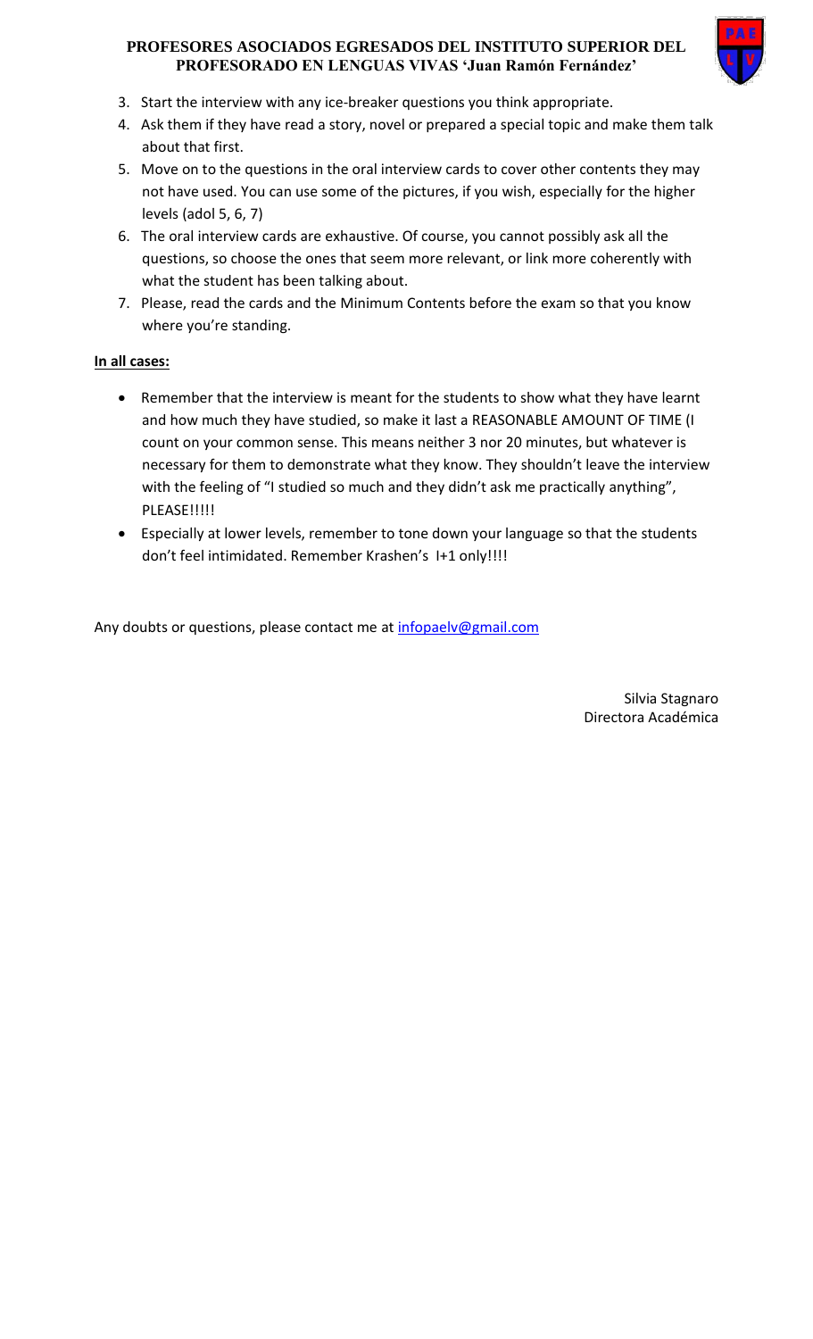3. Start the interview with any ice-breaker questions you think appropriate.
4. Ask them if they have read a story, novel or prepared a special topic and make them talk about that first.
5. Move on to the questions in the oral interview cards to cover other contents they may not have used. You can use some of the pictures, if you wish, especially for the higher levels (adol 5, 6, 7)
6. The oral interview cards are exhaustive. Of course, you cannot possibly ask all the questions, so choose the ones that seem more relevant, or link more coherently with what the student has been talking about.
7. Please, read the cards and the Minimum Contents before the exam so that you know where you're standing.

**In all cases:**

- Remember that the interview is meant for the students to show what they have learnt and how much they have studied, so make it last a REASONABLE AMOUNT OF TIME (I count on your common sense. This means neither 3 nor 20 minutes, but whatever is necessary for them to demonstrate what they know. They shouldn't leave the interview with the feeling of "I studied so much and they didn't ask me practically anything", PLEASE!!!!!
- Especially at lower levels, remember to tone down your language so that the students don't feel intimidated. Remember Krashen's I+1 only!!!!

Any doubts or questions, please contact me at infopaelv@gmail.com

Silvia Stagnaro
Directora Académica